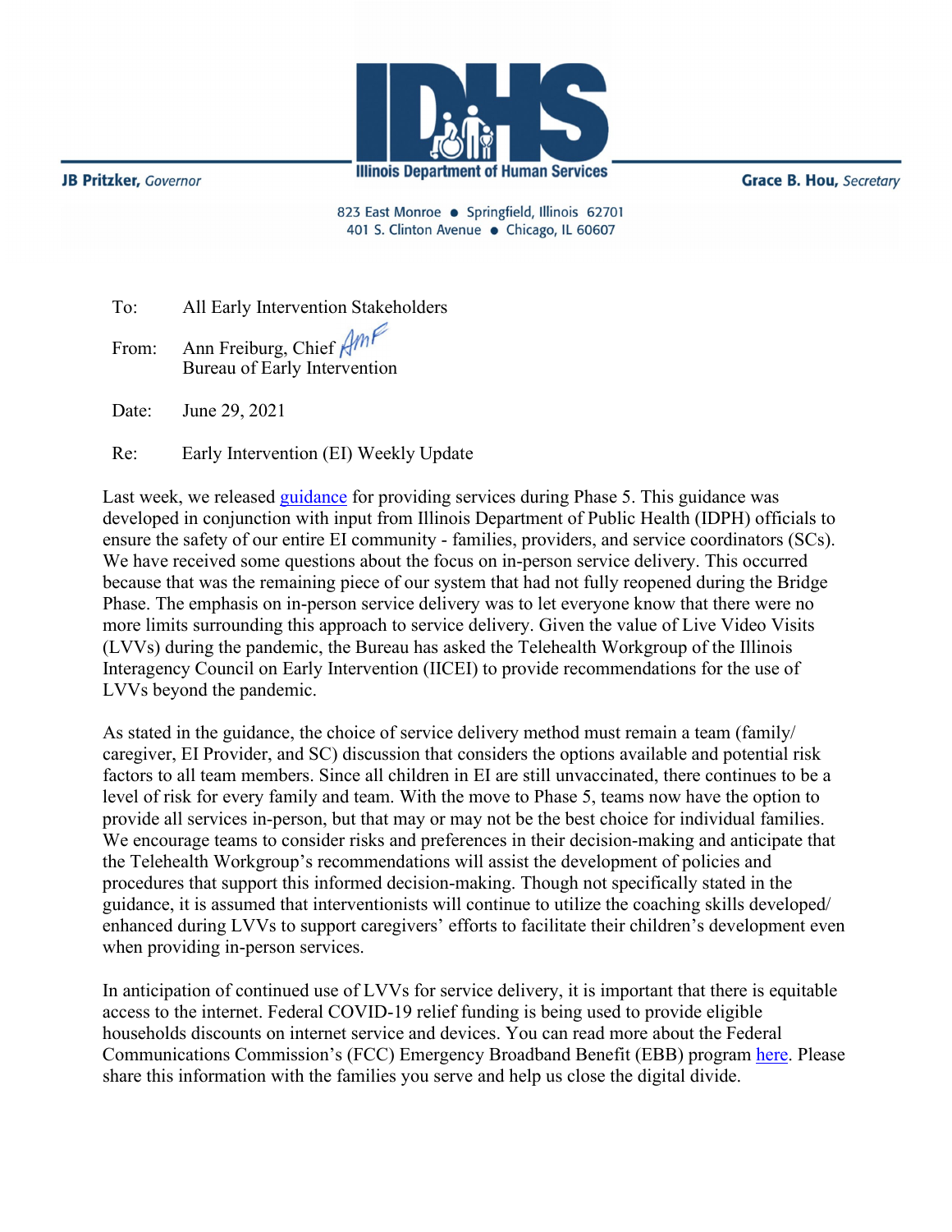**JB Pritzker**, *Governor*

**Illinois Department of Human Services**

**Grace B. Hou**, *Secretary*

823 East Monroe • Springfield, Illinois 62701
401 S. Clinton Avenue • Chicago, IL 60607

To: All Early Intervention Stakeholders

From: Ann Freiburg, Chief
Bureau of Early Intervention

Date: June 29, 2021

Re: Early Intervention (EI) Weekly Update

Last week, we released guidance for providing services during Phase 5. This guidance was developed in conjunction with input from Illinois Department of Public Health (IDPH) officials to ensure the safety of our entire EI community - families, providers, and service coordinators (SCs). We have received some questions about the focus on in-person service delivery. This occurred because that was the remaining piece of our system that had not fully reopened during the Bridge Phase. The emphasis on in-person service delivery was to let everyone know that there were no more limits surrounding this approach to service delivery. Given the value of Live Video Visits (LVVs) during the pandemic, the Bureau has asked the Telehealth Workgroup of the Illinois Interagency Council on Early Intervention (IICEI) to provide recommendations for the use of LVVs beyond the pandemic.

As stated in the guidance, the choice of service delivery method must remain a team (family/caregiver, EI Provider, and SC) discussion that considers the options available and potential risk factors to all team members. Since all children in EI are still unvaccinated, there continues to be a level of risk for every family and team. With the move to Phase 5, teams now have the option to provide all services in-person, but that may or may not be the best choice for individual families. We encourage teams to consider risks and preferences in their decision-making and anticipate that the Telehealth Workgroup's recommendations will assist the development of policies and procedures that support this informed decision-making. Though not specifically stated in the guidance, it is assumed that interventionists will continue to utilize the coaching skills developed/enhanced during LVVs to support caregivers' efforts to facilitate their children's development even when providing in-person services.

In anticipation of continued use of LVVs for service delivery, it is important that there is equitable access to the internet. Federal COVID-19 relief funding is being used to provide eligible households discounts on internet service and devices. You can read more about the Federal Communications Commission's (FCC) Emergency Broadband Benefit (EBB) program here. Please share this information with the families you serve and help us close the digital divide.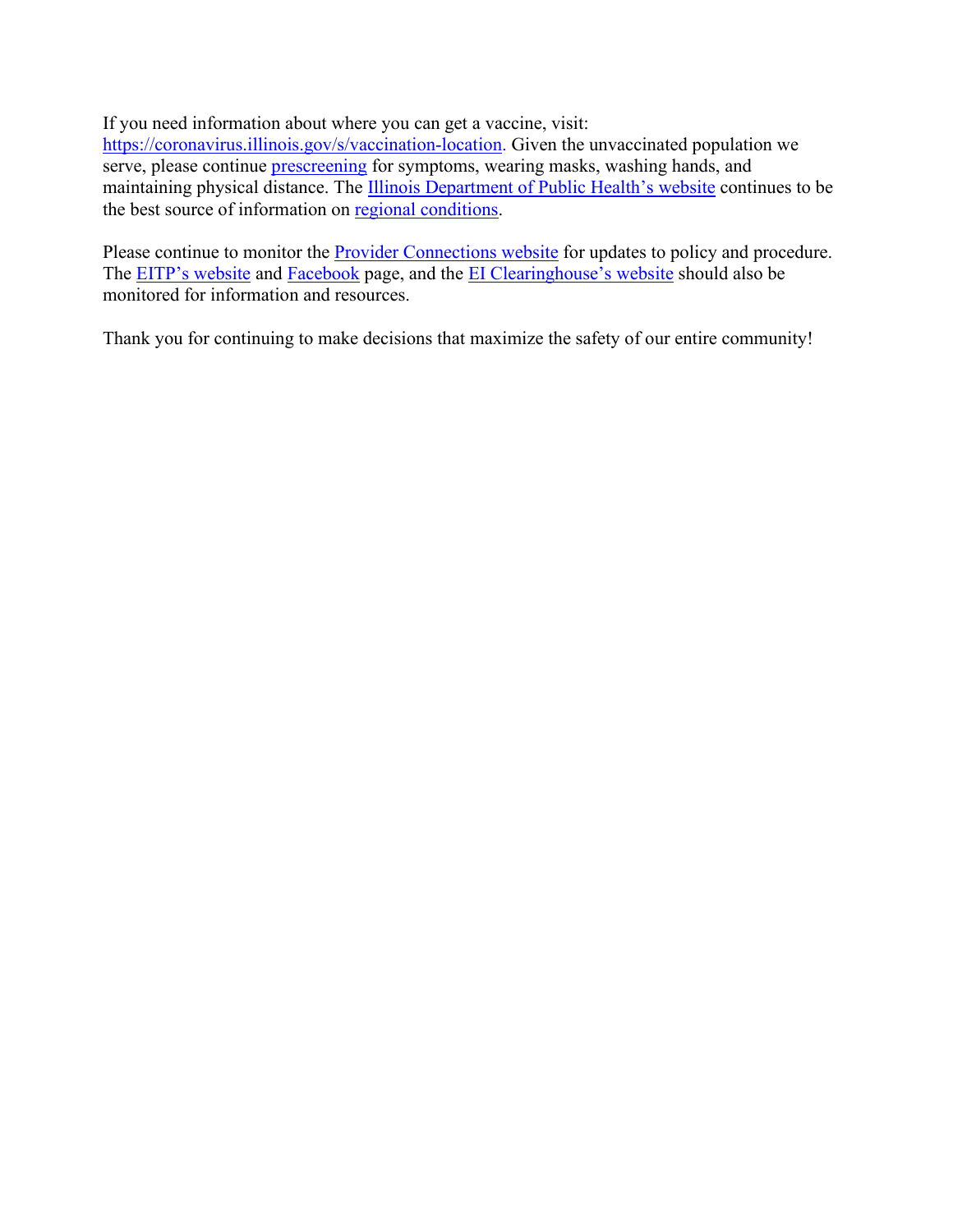If you need information about where you can get a vaccine, visit: https://coronavirus.illinois.gov/s/vaccination-location. Given the unvaccinated population we serve, please continue prescreening for symptoms, wearing masks, washing hands, and maintaining physical distance. The Illinois Department of Public Health's website continues to be the best source of information on regional conditions.

Please continue to monitor the Provider Connections website for updates to policy and procedure. The EITP's website and Facebook page, and the EI Clearinghouse's website should also be monitored for information and resources.

Thank you for continuing to make decisions that maximize the safety of our entire community!